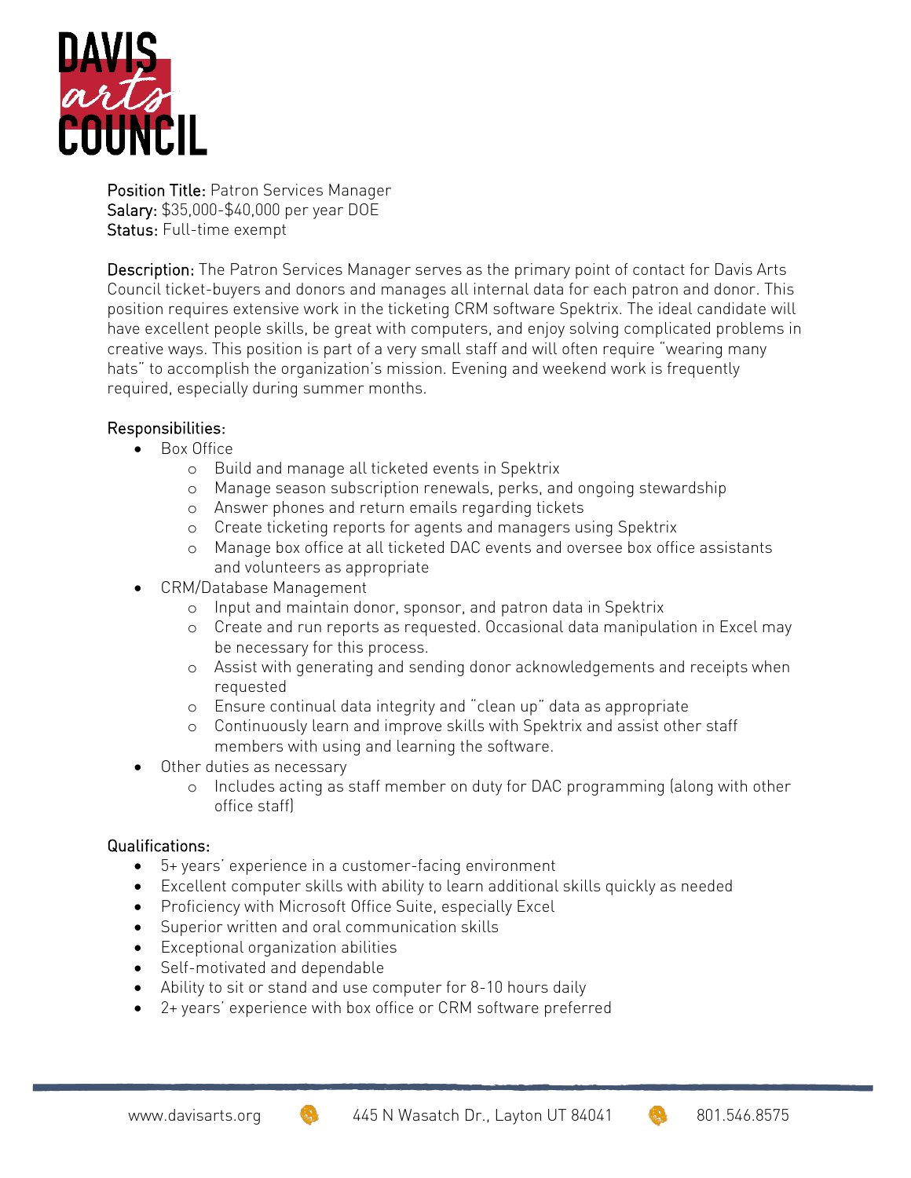# DAVIS arts COUNCIL

**Position Title:** Patron Services Manager
**Salary:** $35,000-$40,000 per year DOE
**Status:** Full-time exempt

**Description:** The Patron Services Manager serves as the primary point of contact for Davis Arts Council ticket-buyers and donors and manages all internal data for each patron and donor. This position requires extensive work in the ticketing CRM software Spektrix. The ideal candidate will have excellent people skills, be great with computers, and enjoy solving complicated problems in creative ways. This position is part of a very small staff and will often require "wearing many hats" to accomplish the organization's mission. Evening and weekend work is frequently required, especially during summer months.

**Responsibilities:**

- Box Office
  - Build and manage all ticketed events in Spektrix
  - Manage season subscription renewals, perks, and ongoing stewardship
  - Answer phones and return emails regarding tickets
  - Create ticketing reports for agents and managers using Spektrix
  - Manage box office at all ticketed DAC events and oversee box office assistants and volunteers as appropriate
- CRM/Database Management
  - Input and maintain donor, sponsor, and patron data in Spektrix
  - Create and run reports as requested. Occasional data manipulation in Excel may be necessary for this process.
  - Assist with generating and sending donor acknowledgements and receipts when requested
  - Ensure continual data integrity and "clean up" data as appropriate
  - Continuously learn and improve skills with Spektrix and assist other staff members with using and learning the software.
- Other duties as necessary
  - Includes acting as staff member on duty for DAC programming (along with other office staff)

**Qualifications:**

- 5+ years' experience in a customer-facing environment
- Excellent computer skills with ability to learn additional skills quickly as needed
- Proficiency with Microsoft Office Suite, especially Excel
- Superior written and oral communication skills
- Exceptional organization abilities
- Self-motivated and dependable
- Ability to sit or stand and use computer for 8-10 hours daily
- 2+ years' experience with box office or CRM software preferred

www.davisarts.org 445 N Wasatch Dr., Layton UT 84041 801.546.8575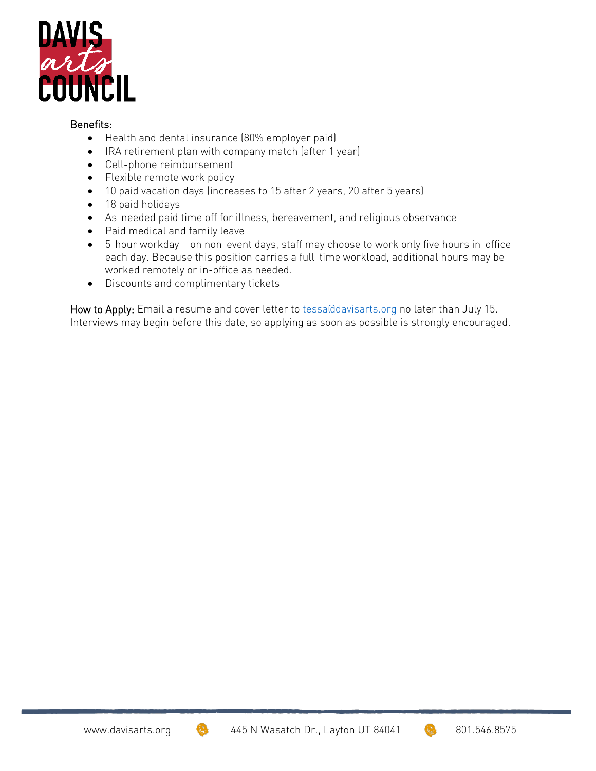Benefits:

- Health and dental insurance (80% employer paid)
- IRA retirement plan with company match (after 1 year)
- Cell-phone reimbursement
- Flexible remote work policy
- 10 paid vacation days (increases to 15 after 2 years, 20 after 5 years)
- 18 paid holidays
- As-needed paid time off for illness, bereavement, and religious observance
- Paid medical and family leave
- 5-hour workday – on non-event days, staff may choose to work only five hours in-office each day. Because this position carries a full-time workload, additional hours may be worked remotely or in-office as needed.
- Discounts and complimentary tickets

**How to Apply:** Email a resume and cover letter to tessa@davisarts.org no later than July 15. Interviews may begin before this date, so applying as soon as possible is strongly encouraged.